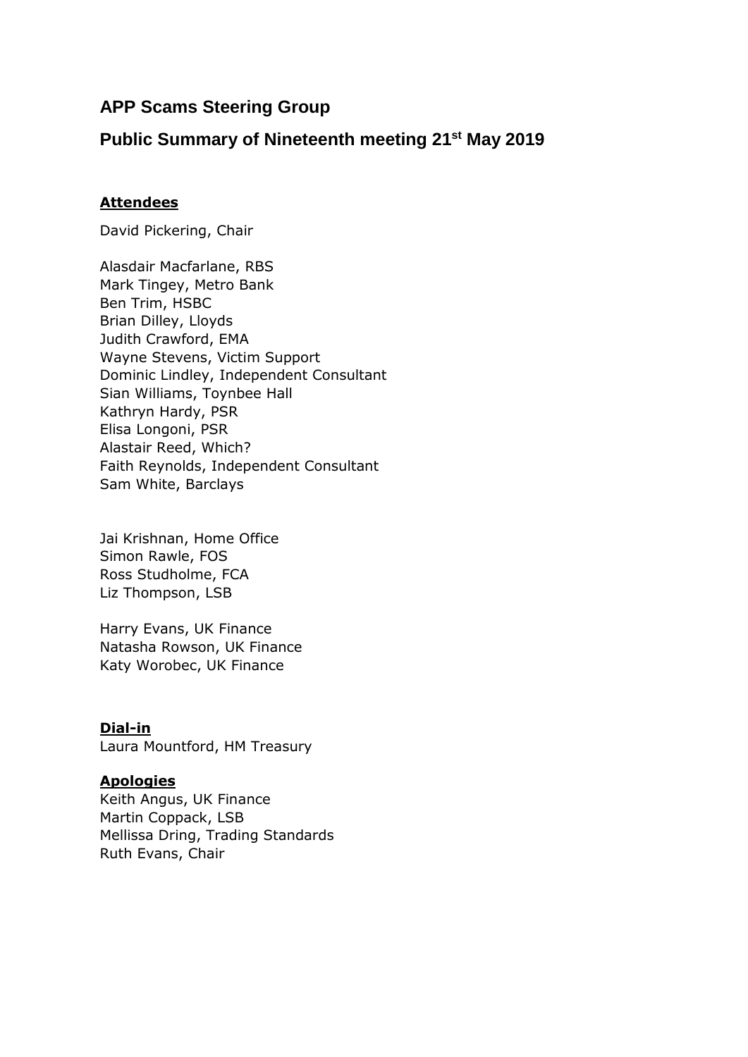## APP Scams Steering Group

## Public Summary of Nineteenth meeting 21st May 2019

**Attendees**

David Pickering, Chair

Alasdair Macfarlane, RBS
Mark Tingey, Metro Bank
Ben Trim, HSBC
Brian Dilley, Lloyds
Judith Crawford, EMA
Wayne Stevens, Victim Support
Dominic Lindley, Independent Consultant
Sian Williams, Toynbee Hall
Kathryn Hardy, PSR
Elisa Longoni, PSR
Alastair Reed, Which?
Faith Reynolds, Independent Consultant
Sam White, Barclays

Jai Krishnan, Home Office
Simon Rawle, FOS
Ross Studholme, FCA
Liz Thompson, LSB

Harry Evans, UK Finance
Natasha Rowson, UK Finance
Katy Worobec, UK Finance

**Dial-in**
Laura Mountford, HM Treasury

**Apologies**
Keith Angus, UK Finance
Martin Coppack, LSB
Mellissa Dring, Trading Standards
Ruth Evans, Chair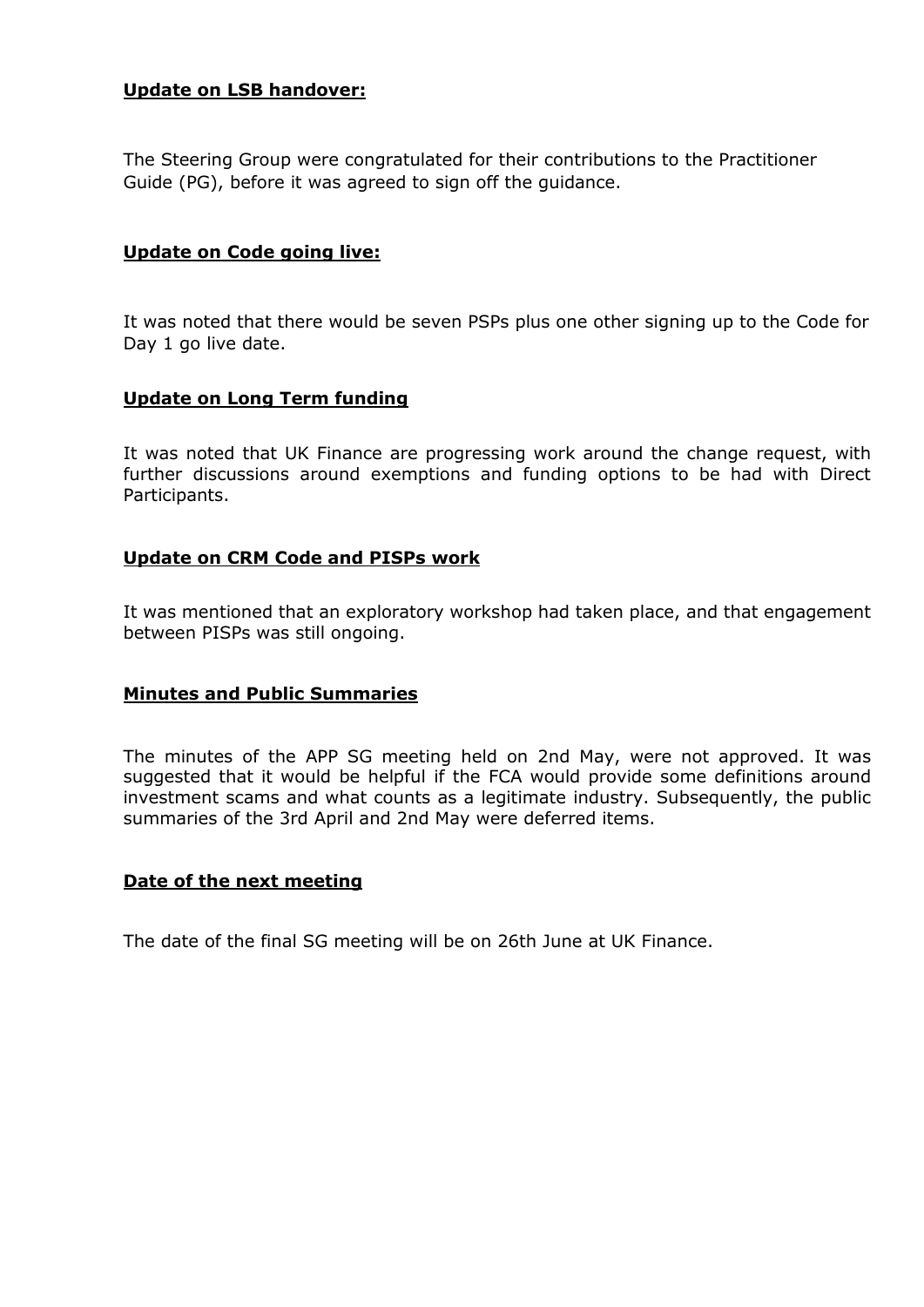**Update on LSB handover:**

The Steering Group were congratulated for their contributions to the Practitioner Guide (PG), before it was agreed to sign off the guidance.

**Update on Code going live:**

It was noted that there would be seven PSPs plus one other signing up to the Code for Day 1 go live date.

**Update on Long Term funding**

It was noted that UK Finance are progressing work around the change request, with further discussions around exemptions and funding options to be had with Direct Participants.

**Update on CRM Code and PISPs work**

It was mentioned that an exploratory workshop had taken place, and that engagement between PISPs was still ongoing.

**Minutes and Public Summaries**

The minutes of the APP SG meeting held on 2nd May, were not approved. It was suggested that it would be helpful if the FCA would provide some definitions around investment scams and what counts as a legitimate industry. Subsequently, the public summaries of the 3rd April and 2nd May were deferred items.

**Date of the next meeting**

The date of the final SG meeting will be on 26th June at UK Finance.